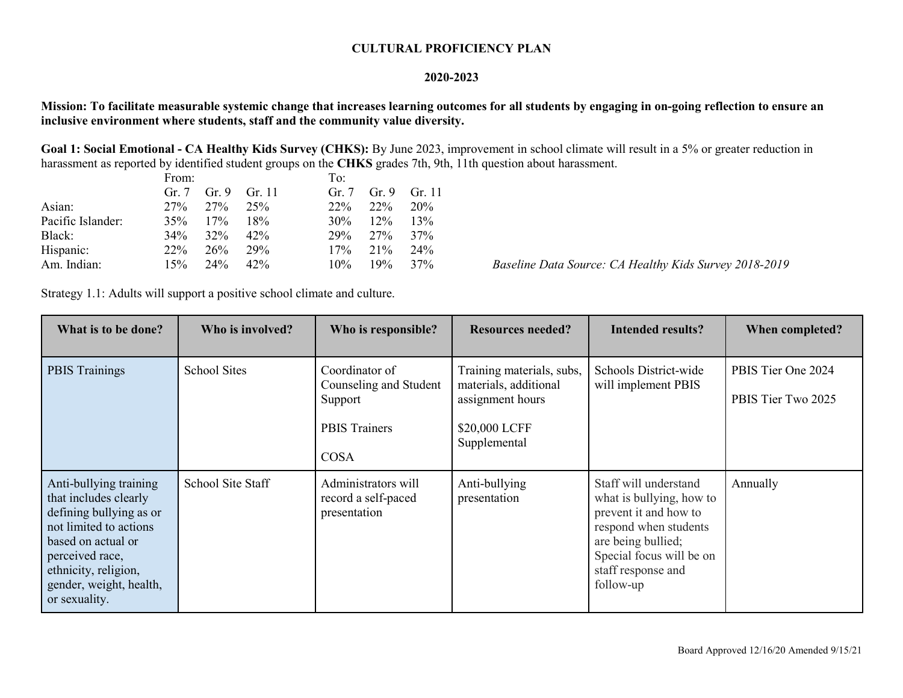# CULTURAL PROFICIENCY PLAN

## 2020-2023

**Mission: To facilitate measurable systemic change that increases learning outcomes for all students by engaging in on-going reflection to ensure an inclusive environment where students, staff and the community value diversity.**

**Goal 1: Social Emotional - CA Healthy Kids Survey (CHKS):** By June 2023, improvement in school climate will result in a 5% or greater reduction in harassment as reported by identified student groups on the **CHKS** grades 7th, 9th, 11th question about harassment.

| | From: | | | To: | | |
|---|---|---|---|---|---|---|
| | Gr. 7 | Gr. 9 | Gr. 11 | Gr. 7 | Gr. 9 | Gr. 11 |
| Asian: | 27% | 27% | 25% | 22% | 22% | 20% |
| Pacific Islander: | 35% | 17% | 18% | 30% | 12% | 13% |
| Black: | 34% | 32% | 42% | 29% | 27% | 37% |
| Hispanic: | 22% | 26% | 29% | 17% | 21% | 24% |
| Am. Indian: | 15% | 24% | 42% | 10% | 19% | 37% |

*Baseline Data Source: CA Healthy Kids Survey 2018-2019*

Strategy 1.1: Adults will support a positive school climate and culture.

| What is to be done? | Who is involved? | Who is responsible? | Resources needed? | Intended results? | When completed? |
|---|---|---|---|---|---|
| PBIS Trainings | School Sites | Coordinator of Counseling and Student Support<br><br>PBIS Trainers<br><br>COSA | Training materials, subs, materials, additional assignment hours<br><br>$20,000 LCFF Supplemental | Schools District-wide will implement PBIS | PBIS Tier One 2024<br><br>PBIS Tier Two 2025 |
| Anti-bullying training that includes clearly defining bullying as or not limited to actions based on actual or perceived race, ethnicity, religion, gender, weight, health, or sexuality. | School Site Staff | Administrators will record a self-paced presentation | Anti-bullying presentation | Staff will understand what is bullying, how to prevent it and how to respond when students are being bullied; Special focus will be on staff response and follow-up | Annually |

Board Approved 12/16/20 Amended 9/15/21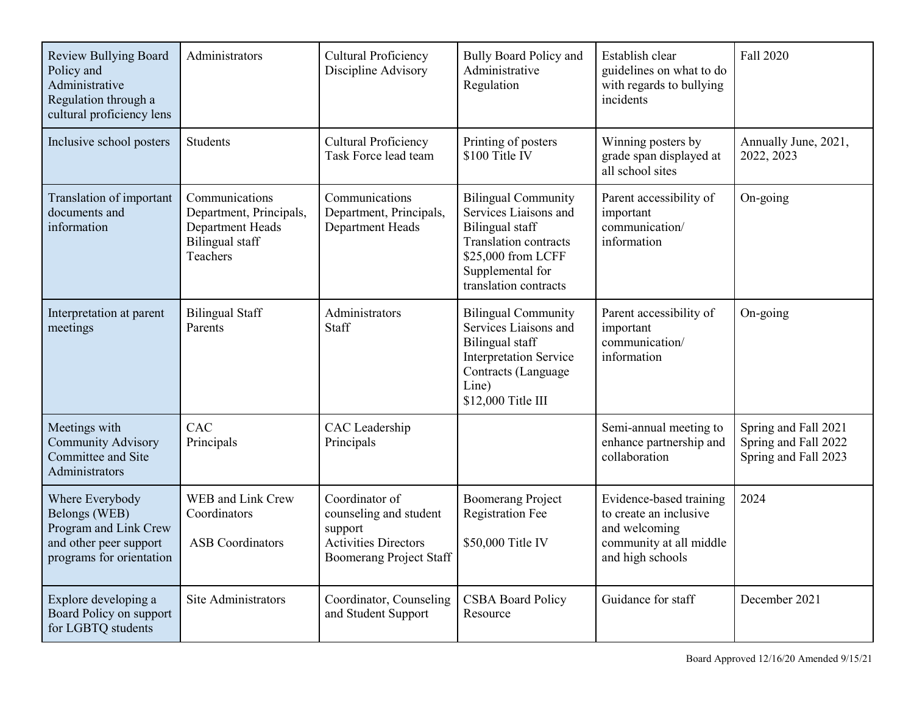| Review Bullying Board Policy and Administrative Regulation through a cultural proficiency lens | Administrators | Cultural Proficiency Discipline Advisory | Bully Board Policy and Administrative Regulation | Establish clear guidelines on what to do with regards to bullying incidents | Fall 2020 |
|---|---|---|---|---|---|
| Inclusive school posters | Students | Cultural Proficiency Task Force lead team | Printing of posters $100 Title IV | Winning posters by grade span displayed at all school sites | Annually June, 2021, 2022, 2023 |
| Translation of important documents and information | Communications Department, Principals, Department Heads Bilingual staff Teachers | Communications Department, Principals, Department Heads | Bilingual Community Services Liaisons and Bilingual staff Translation contracts $25,000 from LCFF Supplemental for translation contracts | Parent accessibility of important communication/ information | On-going |
| Interpretation at parent meetings | Bilingual Staff Parents | Administrators Staff | Bilingual Community Services Liaisons and Bilingual staff Interpretation Service Contracts (Language Line) $12,000 Title III | Parent accessibility of important communication/ information | On-going |
| Meetings with Community Advisory Committee and Site Administrators | CAC Principals | CAC Leadership Principals | | Semi-annual meeting to enhance partnership and collaboration | Spring and Fall 2021 Spring and Fall 2022 Spring and Fall 2023 |
| Where Everybody Belongs (WEB) Program and Link Crew and other peer support programs for orientation | WEB and Link Crew Coordinators ASB Coordinators | Coordinator of counseling and student support Activities Directors Boomerang Project Staff | Boomerang Project Registration Fee $50,000 Title IV | Evidence-based training to create an inclusive and welcoming community at all middle and high schools | 2024 |
| Explore developing a Board Policy on support for LGBTQ students | Site Administrators | Coordinator, Counseling and Student Support | CSBA Board Policy Resource | Guidance for staff | December 2021 |

Board Approved 12/16/20 Amended 9/15/21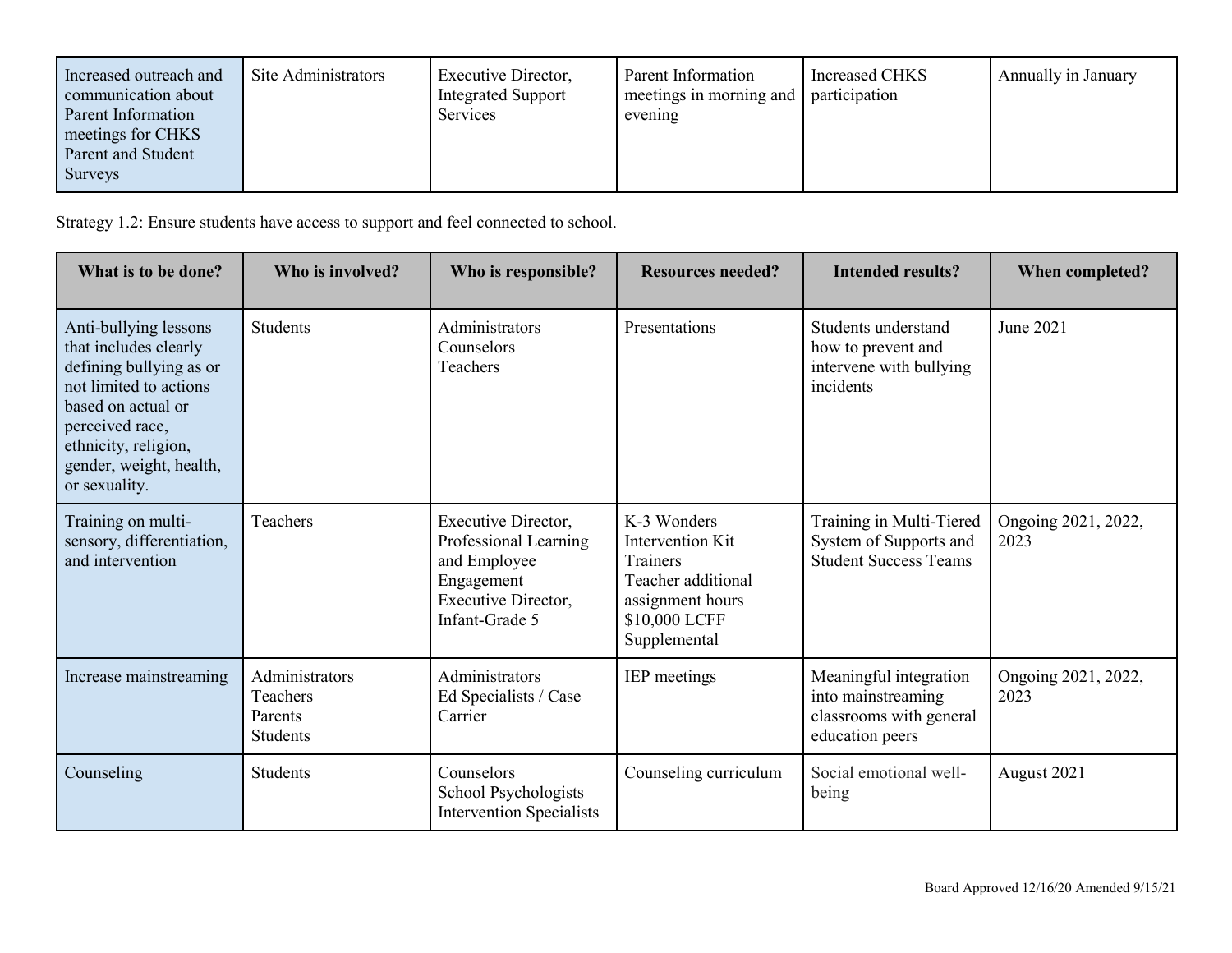| | | | | | |
|---|---|---|---|---|---|
| Increased outreach and communication about Parent Information meetings for CHKS Parent and Student Surveys | Site Administrators | Executive Director, Integrated Support Services | Parent Information meetings in morning and evening | Increased CHKS participation | Annually in January |

Strategy 1.2: Ensure students have access to support and feel connected to school.

| What is to be done? | Who is involved? | Who is responsible? | Resources needed? | Intended results? | When completed? |
|---|---|---|---|---|---|
| Anti-bullying lessons that includes clearly defining bullying as or not limited to actions based on actual or perceived race, ethnicity, religion, gender, weight, health, or sexuality. | Students | Administrators<br>Counselors<br>Teachers | Presentations | Students understand how to prevent and intervene with bullying incidents | June 2021 |
| Training on multi-sensory, differentiation, and intervention | Teachers | Executive Director, Professional Learning and Employee Engagement<br>Executive Director, Infant-Grade 5 | K-3 Wonders Intervention Kit<br>Trainers<br>Teacher additional assignment hours<br>$10,000 LCFF Supplemental | Training in Multi-Tiered System of Supports and Student Success Teams | Ongoing 2021, 2022, 2023 |
| Increase mainstreaming | Administrators<br>Teachers<br>Parents<br>Students | Administrators<br>Ed Specialists / Case Carrier | IEP meetings | Meaningful integration into mainstreaming classrooms with general education peers | Ongoing 2021, 2022, 2023 |
| Counseling | Students | Counselors<br>School Psychologists<br>Intervention Specialists | Counseling curriculum | Social emotional well-being | August 2021 |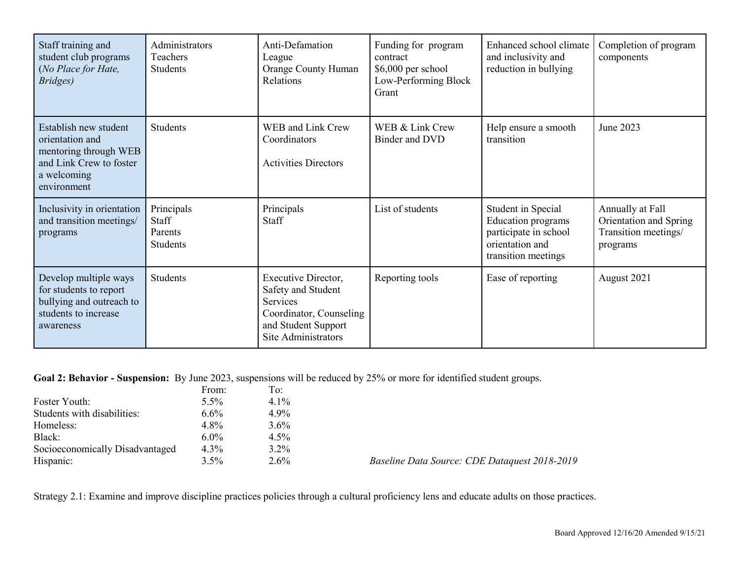| | | | | | |
|---|---|---|---|---|---|
| Staff training and student club programs (*No Place for Hate, Bridges)* | Administrators<br>Teachers<br>Students | Anti-Defamation League<br>Orange County Human Relations | Funding for program contract<br>$6,000 per school<br>Low-Performing Block Grant | Enhanced school climate and inclusivity and reduction in bullying | Completion of program components |
| Establish new student orientation and mentoring through WEB and Link Crew to foster a welcoming environment | Students | WEB and Link Crew Coordinators<br><br>Activities Directors | WEB & Link Crew Binder and DVD | Help ensure a smooth transition | June 2023 |
| Inclusivity in orientation and transition meetings/ programs | Principals<br>Staff<br>Parents<br>Students | Principals<br>Staff | List of students | Student in Special Education programs participate in school orientation and transition meetings | Annually at Fall Orientation and Spring Transition meetings/ programs |
| Develop multiple ways for students to report bullying and outreach to students to increase awareness | Students | Executive Director, Safety and Student Services<br>Coordinator, Counseling and Student Support<br>Site Administrators | Reporting tools | Ease of reporting | August 2021 |

**Goal 2: Behavior - Suspension:** By June 2023, suspensions will be reduced by 25% or more for identified student groups.

| | From: | To: |
|---|---|---|
| Foster Youth: | 5.5% | 4.1% |
| Students with disabilities: | 6.6% | 4.9% |
| Homeless: | 4.8% | 3.6% |
| Black: | 6.0% | 4.5% |
| Socioeconomically Disadvantaged | 4.3% | 3.2% |
| Hispanic: | 3.5% | 2.6% |

*Baseline Data Source: CDE Dataquest 2018-2019*

Strategy 2.1: Examine and improve discipline practices policies through a cultural proficiency lens and educate adults on those practices.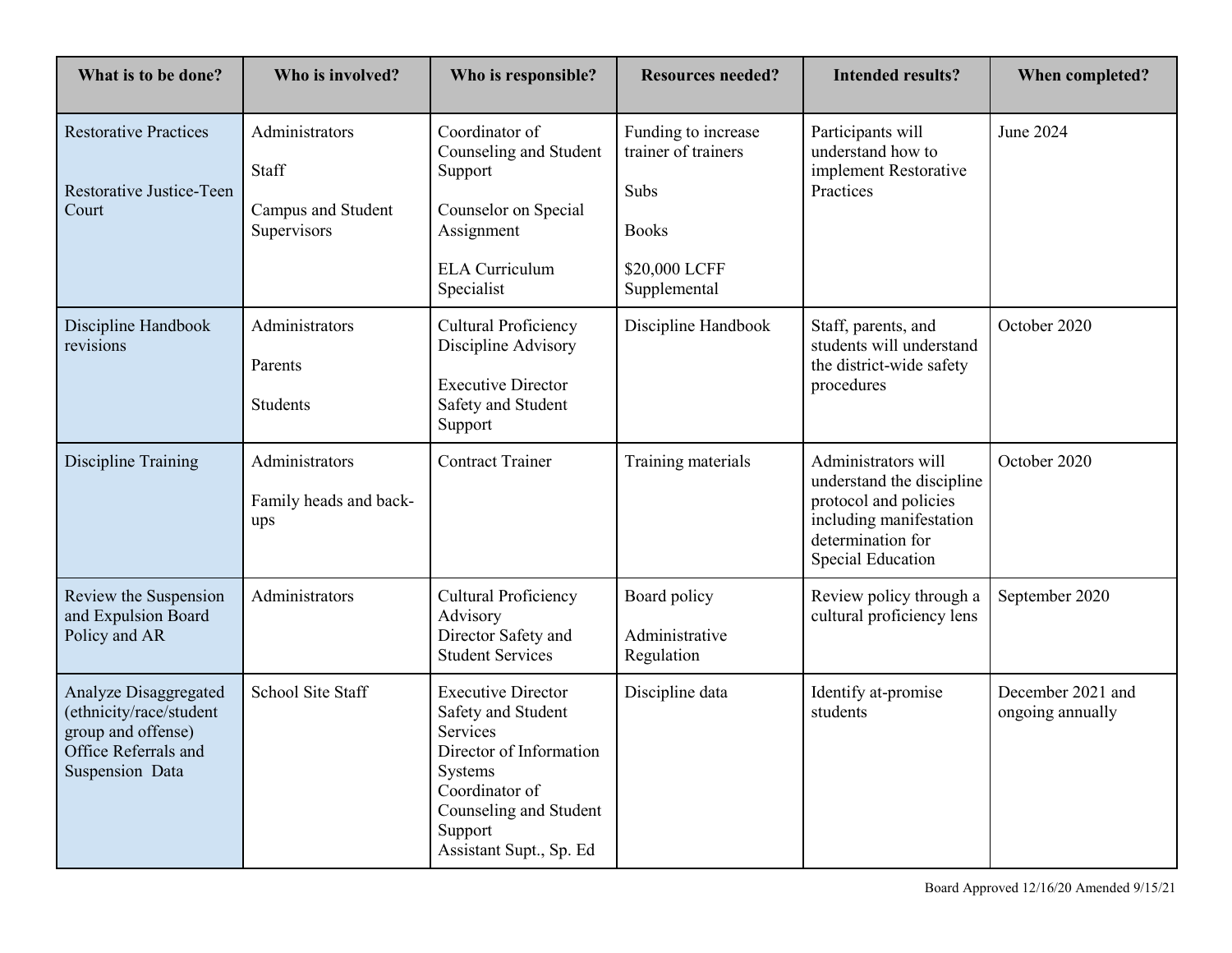| What is to be done? | Who is involved? | Who is responsible? | Resources needed? | Intended results? | When completed? |
|---|---|---|---|---|---|
| Restorative Practices<br><br>Restorative Justice-Teen Court | Administrators<br><br>Staff<br><br>Campus and Student Supervisors | Coordinator of Counseling and Student Support<br><br>Counselor on Special Assignment<br><br>ELA Curriculum Specialist | Funding to increase trainer of trainers<br><br>Subs<br><br>Books<br><br>$20,000 LCFF Supplemental | Participants will understand how to implement Restorative Practices | June 2024 |
| Discipline Handbook revisions | Administrators<br><br>Parents<br><br>Students | Cultural Proficiency Discipline Advisory<br><br>Executive Director Safety and Student Support | Discipline Handbook | Staff, parents, and students will understand the district-wide safety procedures | October 2020 |
| Discipline Training | Administrators<br><br>Family heads and back-ups | Contract Trainer | Training materials | Administrators will understand the discipline protocol and policies including manifestation determination for Special Education | October 2020 |
| Review the Suspension and Expulsion Board Policy and AR | Administrators | Cultural Proficiency Advisory<br>Director Safety and Student Services | Board policy<br><br>Administrative Regulation | Review policy through a cultural proficiency lens | September 2020 |
| Analyze Disaggregated (ethnicity/race/student group and offense) Office Referrals and Suspension Data | School Site Staff | Executive Director Safety and Student Services<br>Director of Information Systems<br>Coordinator of Counseling and Student Support<br>Assistant Supt., Sp. Ed | Discipline data | Identify at-promise students | December 2021 and ongoing annually |

Board Approved 12/16/20 Amended 9/15/21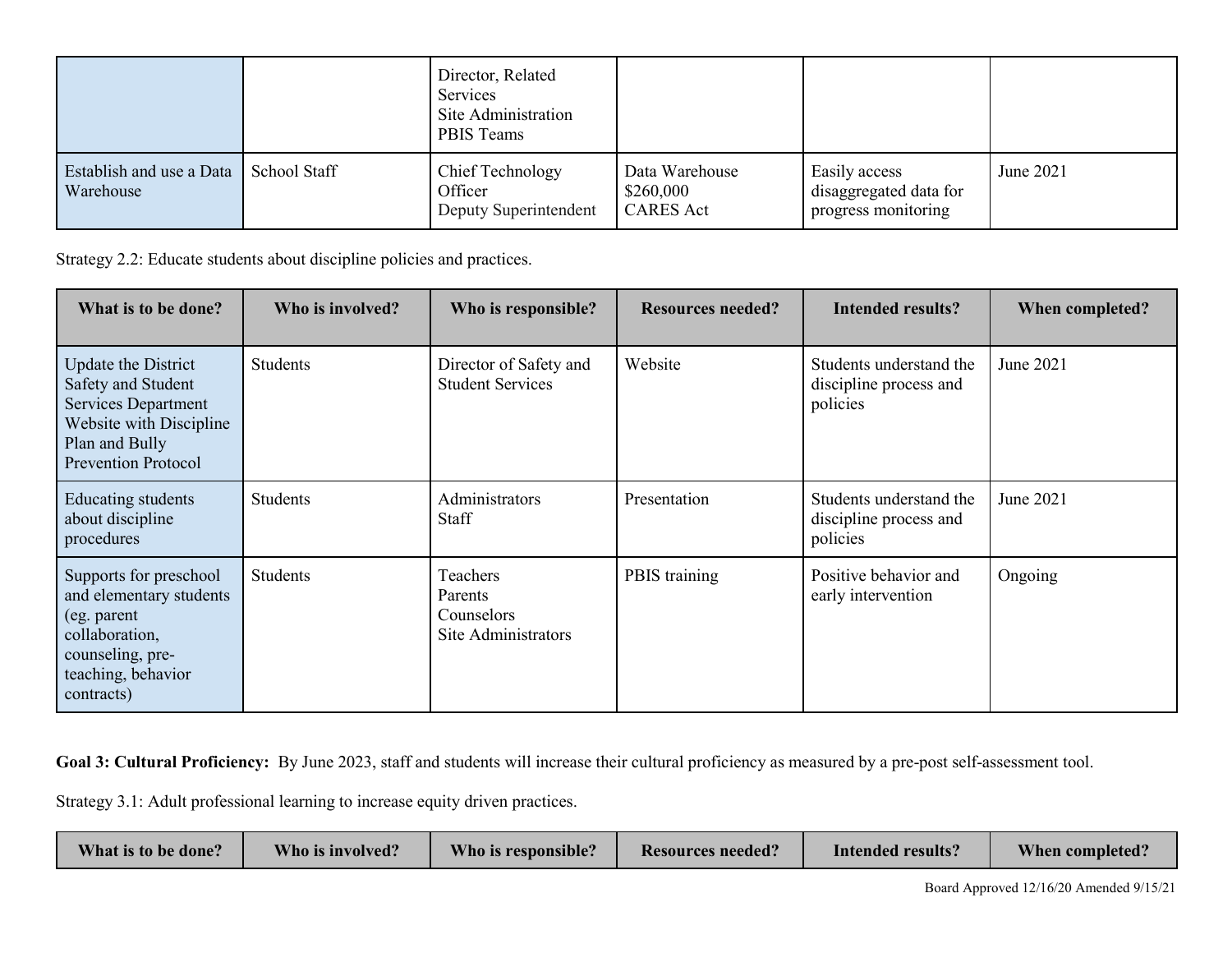| | | Director, Related Services<br>Site Administration<br>PBIS Teams | | | |
|---|---|---|---|---|---|
| Establish and use a Data Warehouse | School Staff | Chief Technology Officer<br>Deputy Superintendent | Data Warehouse<br>$260,000<br>CARES Act | Easily access disaggregated data for progress monitoring | June 2021 |

Strategy 2.2: Educate students about discipline policies and practices.

| What is to be done? | Who is involved? | Who is responsible? | Resources needed? | Intended results? | When completed? |
|---|---|---|---|---|---|
| Update the District Safety and Student Services Department Website with Discipline Plan and Bully Prevention Protocol | Students | Director of Safety and Student Services | Website | Students understand the discipline process and policies | June 2021 |
| Educating students about discipline procedures | Students | Administrators<br>Staff | Presentation | Students understand the discipline process and policies | June 2021 |
| Supports for preschool and elementary students (eg. parent collaboration, counseling, pre-teaching, behavior contracts) | Students | Teachers<br>Parents<br>Counselors<br>Site Administrators | PBIS training | Positive behavior and early intervention | Ongoing |

**Goal 3: Cultural Proficiency:** By June 2023, staff and students will increase their cultural proficiency as measured by a pre-post self-assessment tool.

Strategy 3.1: Adult professional learning to increase equity driven practices.

| What is to be done? | Who is involved? | Who is responsible? | Resources needed? | Intended results? | When completed? |
|---|---|---|---|---|---|

Board Approved 12/16/20 Amended 9/15/21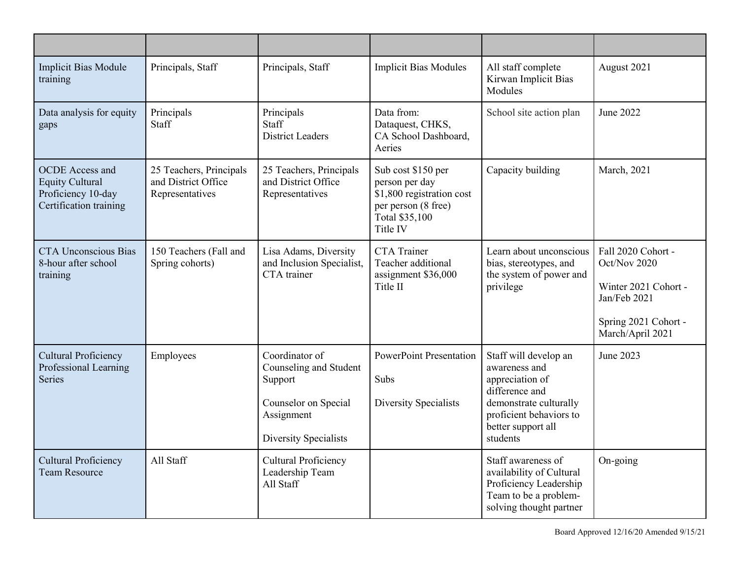| | | | | | |
|---|---|---|---|---|---|
| Implicit Bias Module training | Principals, Staff | Principals, Staff | Implicit Bias Modules | All staff complete Kirwan Implicit Bias Modules | August 2021 |
| Data analysis for equity gaps | Principals<br>Staff | Principals<br>Staff<br>District Leaders | Data from:<br>Dataquest, CHKS,<br>CA School Dashboard,<br>Aeries | School site action plan | June 2022 |
| OCDE Access and Equity Cultural Proficiency 10-day Certification training | 25 Teachers, Principals and District Office Representatives | 25 Teachers, Principals and District Office Representatives | Sub cost $150 per person per day<br>$1,800 registration cost per person (8 free)<br>Total $35,100<br>Title IV | Capacity building | March, 2021 |
| CTA Unconscious Bias 8-hour after school training | 150 Teachers (Fall and Spring cohorts) | Lisa Adams, Diversity and Inclusion Specialist, CTA trainer | CTA Trainer<br>Teacher additional assignment $36,000<br>Title II | Learn about unconscious bias, stereotypes, and the system of power and privilege | Fall 2020 Cohort - Oct/Nov 2020<br><br>Winter 2021 Cohort - Jan/Feb 2021<br><br>Spring 2021 Cohort - March/April 2021 |
| Cultural Proficiency Professional Learning Series | Employees | Coordinator of Counseling and Student Support<br><br>Counselor on Special Assignment<br><br>Diversity Specialists | PowerPoint Presentation<br><br>Subs<br><br>Diversity Specialists | Staff will develop an awareness and appreciation of difference and demonstrate culturally proficient behaviors to better support all students | June 2023 |
| Cultural Proficiency Team Resource | All Staff | Cultural Proficiency Leadership Team<br>All Staff | | Staff awareness of availability of Cultural Proficiency Leadership Team to be a problem-solving thought partner | On-going |

Board Approved 12/16/20 Amended 9/15/21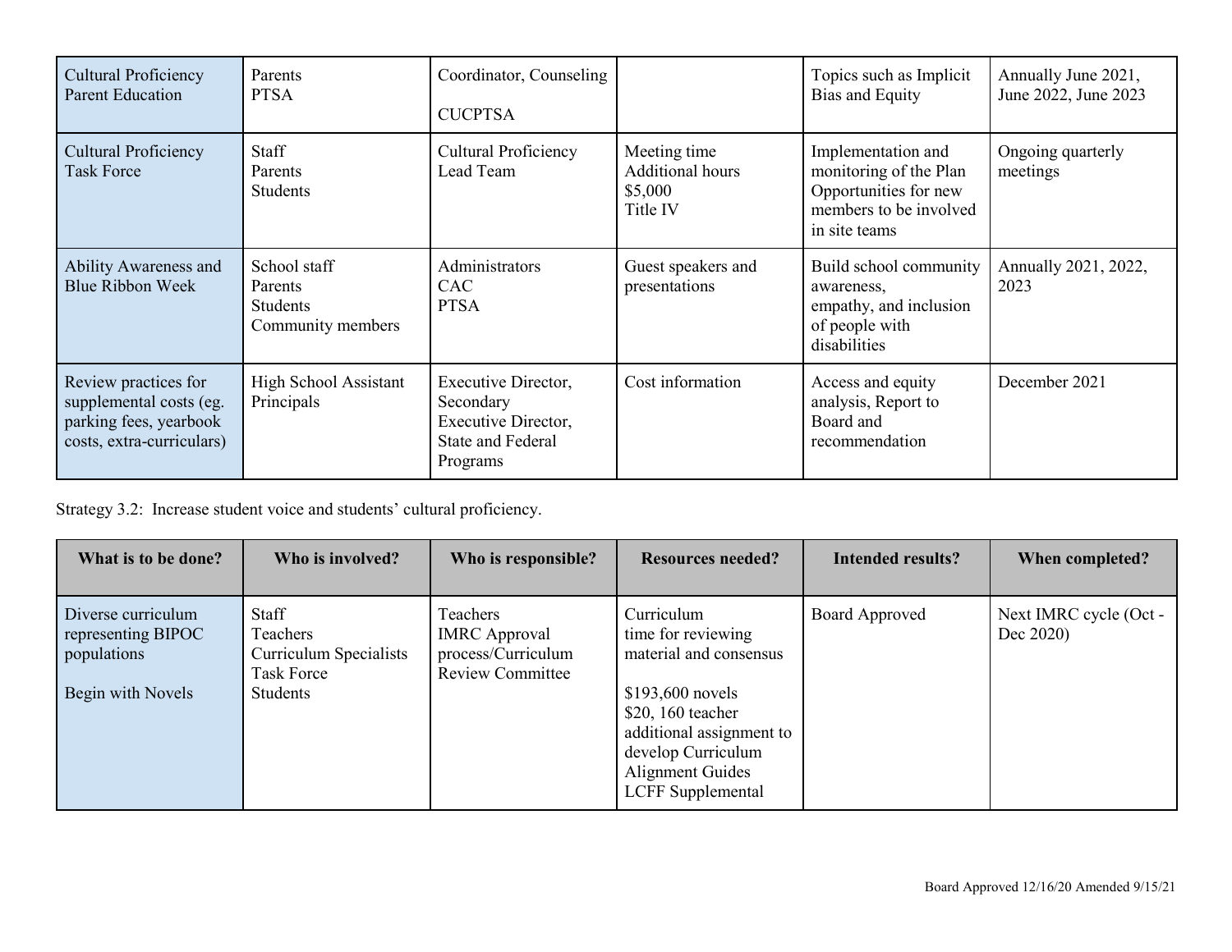| | | | | | |
|---|---|---|---|---|---|
| Cultural Proficiency Parent Education | Parents<br>PTSA | Coordinator, Counseling<br><br>CUCPTSA | | Topics such as Implicit Bias and Equity | Annually June 2021, June 2022, June 2023 |
| Cultural Proficiency Task Force | Staff<br>Parents<br>Students | Cultural Proficiency Lead Team | Meeting time<br>Additional hours<br>$5,000<br>Title IV | Implementation and monitoring of the Plan Opportunities for new members to be involved in site teams | Ongoing quarterly meetings |
| Ability Awareness and Blue Ribbon Week | School staff<br>Parents<br>Students<br>Community members | Administrators<br>CAC<br>PTSA | Guest speakers and presentations | Build school community awareness,<br>empathy, and inclusion of people with disabilities | Annually 2021, 2022, 2023 |
| Review practices for supplemental costs (eg. parking fees, yearbook costs, extra-curriculars) | High School Assistant Principals | Executive Director, Secondary<br>Executive Director, State and Federal Programs | Cost information | Access and equity analysis, Report to Board and recommendation | December 2021 |

Strategy 3.2: Increase student voice and students' cultural proficiency.

| What is to be done? | Who is involved? | Who is responsible? | Resources needed? | Intended results? | When completed? |
|---|---|---|---|---|---|
| Diverse curriculum representing BIPOC populations<br><br>Begin with Novels | Staff<br>Teachers<br>Curriculum Specialists<br>Task Force<br>Students | Teachers<br>IMRC Approval process/Curriculum Review Committee | Curriculum<br>time for reviewing material and consensus<br><br>$193,600 novels<br>$20, 160 teacher additional assignment to develop Curriculum Alignment Guides<br>LCFF Supplemental | Board Approved | Next IMRC cycle (Oct - Dec 2020) |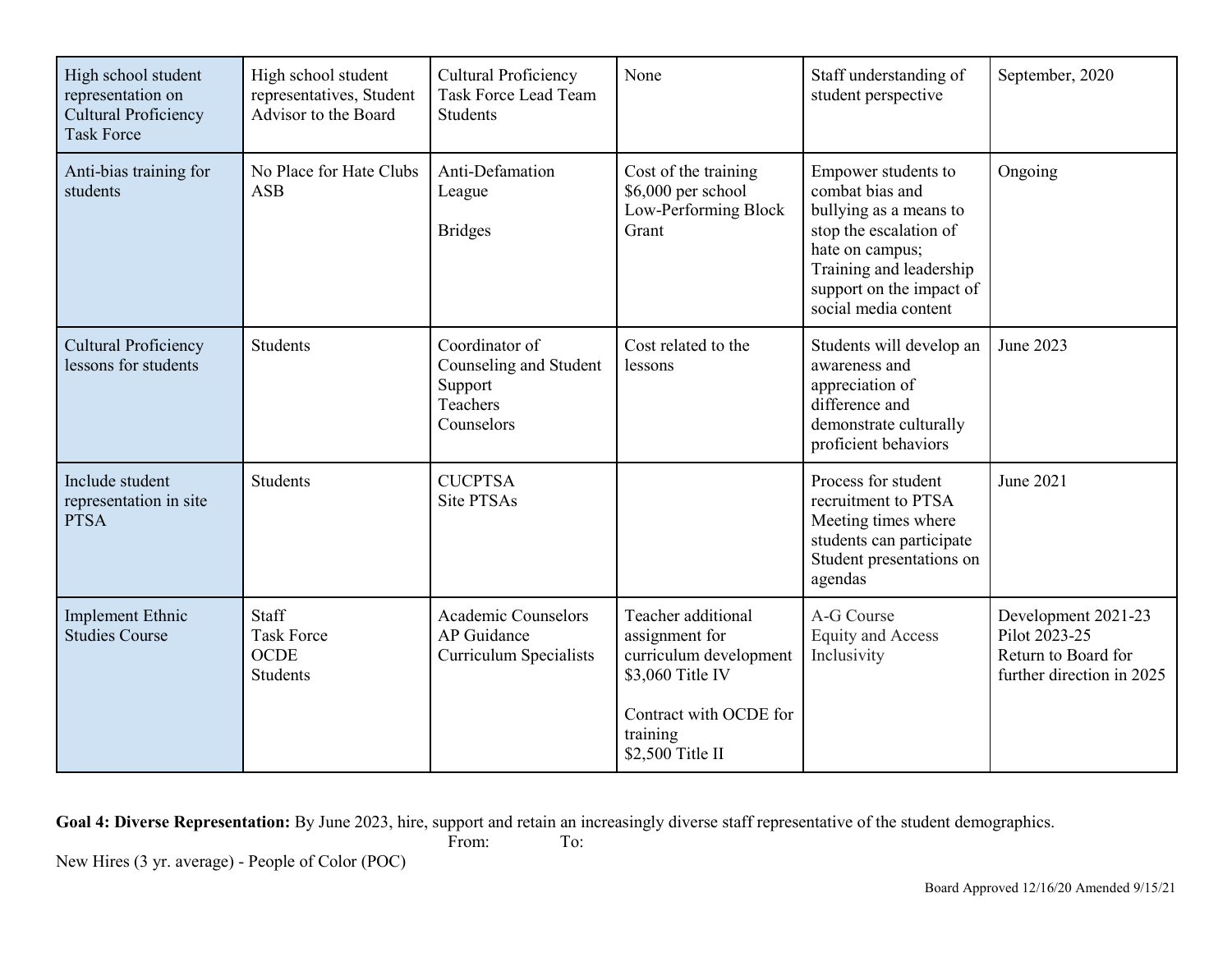| | | | | | |
|---|---|---|---|---|---|
| High school student representation on Cultural Proficiency Task Force | High school student representatives, Student Advisor to the Board | Cultural Proficiency Task Force Lead Team Students | None | Staff understanding of student perspective | September, 2020 |
| Anti-bias training for students | No Place for Hate Clubs ASB | Anti-Defamation League<br><br>Bridges | Cost of the training $6,000 per school Low-Performing Block Grant | Empower students to combat bias and bullying as a means to stop the escalation of hate on campus; Training and leadership support on the impact of social media content | Ongoing |
| Cultural Proficiency lessons for students | Students | Coordinator of Counseling and Student Support<br>Teachers<br>Counselors | Cost related to the lessons | Students will develop an awareness and appreciation of difference and demonstrate culturally proficient behaviors | June 2023 |
| Include student representation in site PTSA | Students | CUCPTSA<br>Site PTSAs | | Process for student recruitment to PTSA<br>Meeting times where students can participate<br>Student presentations on agendas | June 2021 |
| Implement Ethnic Studies Course | Staff<br>Task Force<br>OCDE<br>Students | Academic Counselors<br>AP Guidance<br>Curriculum Specialists | Teacher additional assignment for curriculum development $3,060 Title IV<br><br>Contract with OCDE for training<br>$2,500 Title II | A-G Course<br>Equity and Access<br>Inclusivity | Development 2021-23<br>Pilot 2023-25<br>Return to Board for further direction in 2025 |

**Goal 4: Diverse Representation:** By June 2023, hire, support and retain an increasingly diverse staff representative of the student demographics.

From: To:

New Hires (3 yr. average) - People of Color (POC)

Board Approved 12/16/20 Amended 9/15/21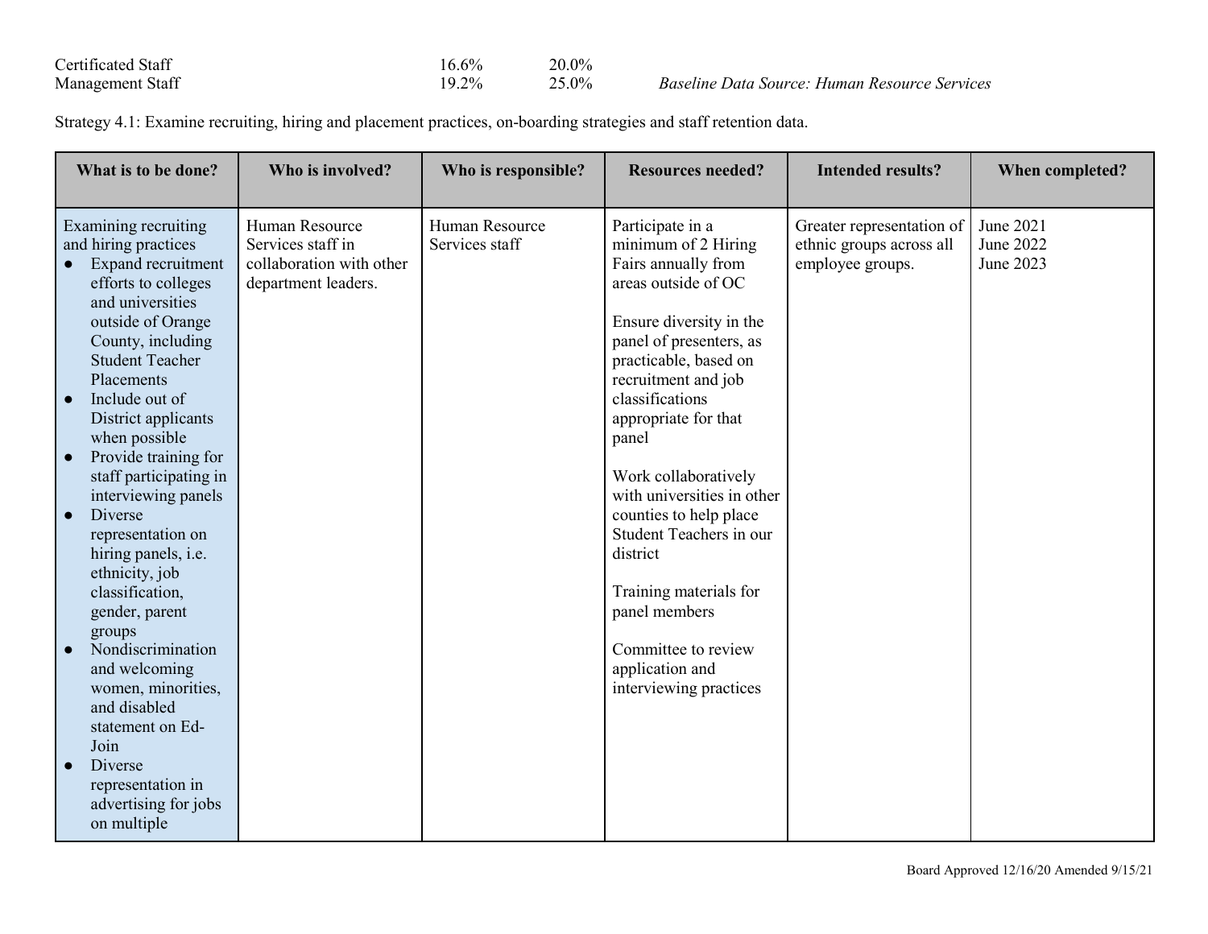| | | | |
|---|---|---|---|
| Certificated Staff | 16.6% | 20.0% | |
| Management Staff | 19.2% | 25.0% | *Baseline Data Source: Human Resource Services* |

Strategy 4.1: Examine recruiting, hiring and placement practices, on-boarding strategies and staff retention data.

| What is to be done? | Who is involved? | Who is responsible? | Resources needed? | Intended results? | When completed? |
|---|---|---|---|---|---|
| Examining recruiting and hiring practices<br>● Expand recruitment efforts to colleges and universities outside of Orange County, including Student Teacher Placements<br>● Include out of District applicants when possible<br>● Provide training for staff participating in interviewing panels<br>● Diverse representation on hiring panels, i.e. ethnicity, job classification, gender, parent groups<br>● Nondiscrimination and welcoming women, minorities, and disabled statement on Ed-Join<br>● Diverse representation in advertising for jobs on multiple | Human Resource Services staff in collaboration with other department leaders. | Human Resource Services staff | Participate in a minimum of 2 Hiring Fairs annually from areas outside of OC<br><br>Ensure diversity in the panel of presenters, as practicable, based on recruitment and job classifications appropriate for that panel<br><br>Work collaboratively with universities in other counties to help place Student Teachers in our district<br><br>Training materials for panel members<br><br>Committee to review application and interviewing practices | Greater representation of ethnic groups across all employee groups. | June 2021<br>June 2022<br>June 2023 |

Board Approved 12/16/20 Amended 9/15/21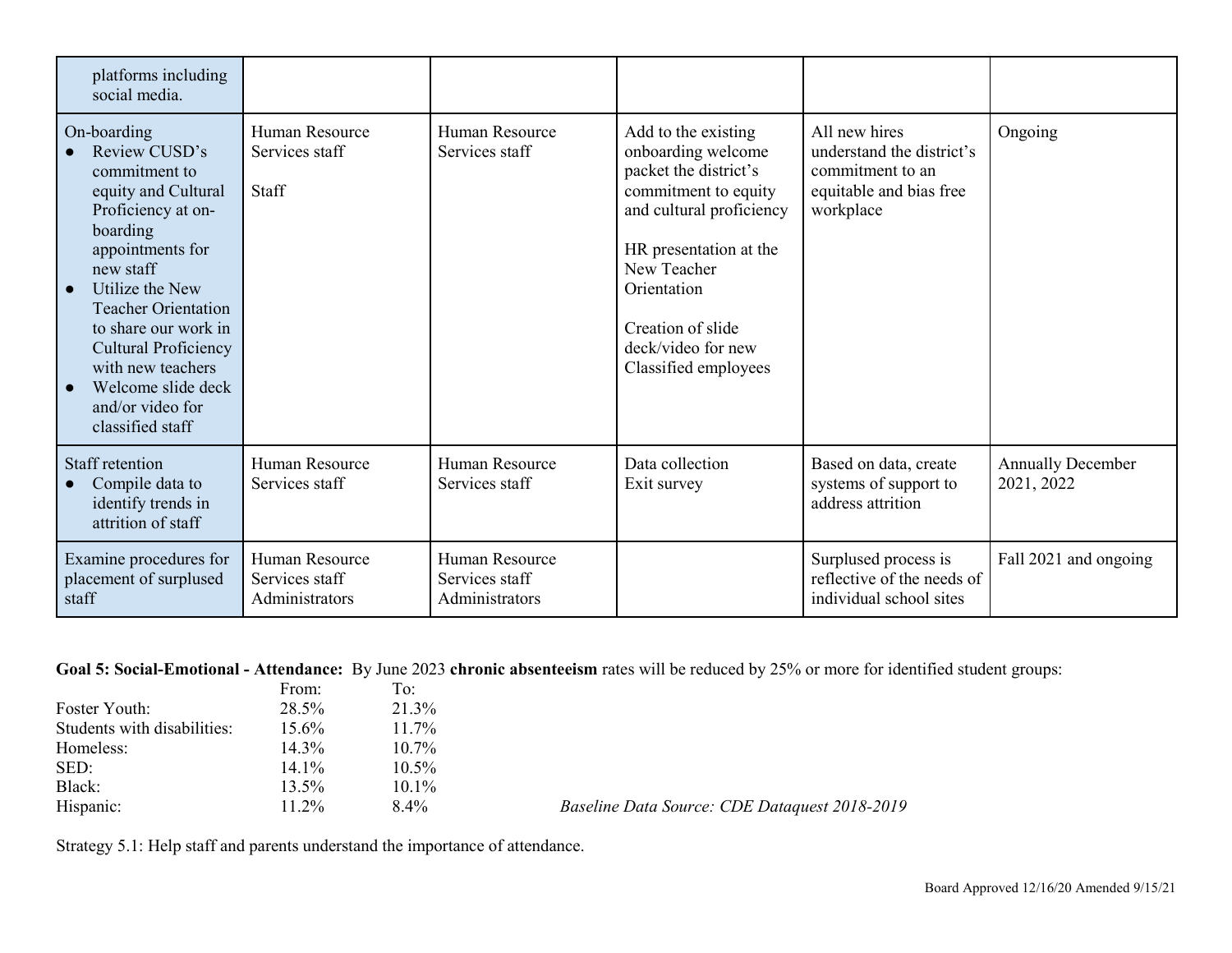| | | | | | |
|---|---|---|---|---|---|
| platforms including social media. | | | | | |
| On-boarding<br>● Review CUSD's commitment to equity and Cultural Proficiency at on-boarding appointments for new staff<br>● Utilize the New Teacher Orientation to share our work in Cultural Proficiency with new teachers<br>● Welcome slide deck and/or video for classified staff | Human Resource Services staff<br><br>Staff | Human Resource Services staff | Add to the existing onboarding welcome packet the district's commitment to equity and cultural proficiency<br><br>HR presentation at the New Teacher Orientation<br><br>Creation of slide deck/video for new Classified employees | All new hires understand the district's commitment to an equitable and bias free workplace | Ongoing |
| Staff retention<br>● Compile data to identify trends in attrition of staff | Human Resource Services staff | Human Resource Services staff | Data collection<br>Exit survey | Based on data, create systems of support to address attrition | Annually December 2021, 2022 |
| Examine procedures for placement of surplused staff | Human Resource Services staff<br>Administrators | Human Resource Services staff<br>Administrators | | Surplused process is reflective of the needs of individual school sites | Fall 2021 and ongoing |

**Goal 5: Social-Emotional - Attendance:** By June 2023 **chronic absenteeism** rates will be reduced by 25% or more for identified student groups:

| | From: | To: |
|---|---|---|
| Foster Youth: | 28.5% | 21.3% |
| Students with disabilities: | 15.6% | 11.7% |
| Homeless: | 14.3% | 10.7% |
| SED: | 14.1% | 10.5% |
| Black: | 13.5% | 10.1% |
| Hispanic: | 11.2% | 8.4% |

*Baseline Data Source: CDE Dataquest 2018-2019*

Strategy 5.1: Help staff and parents understand the importance of attendance.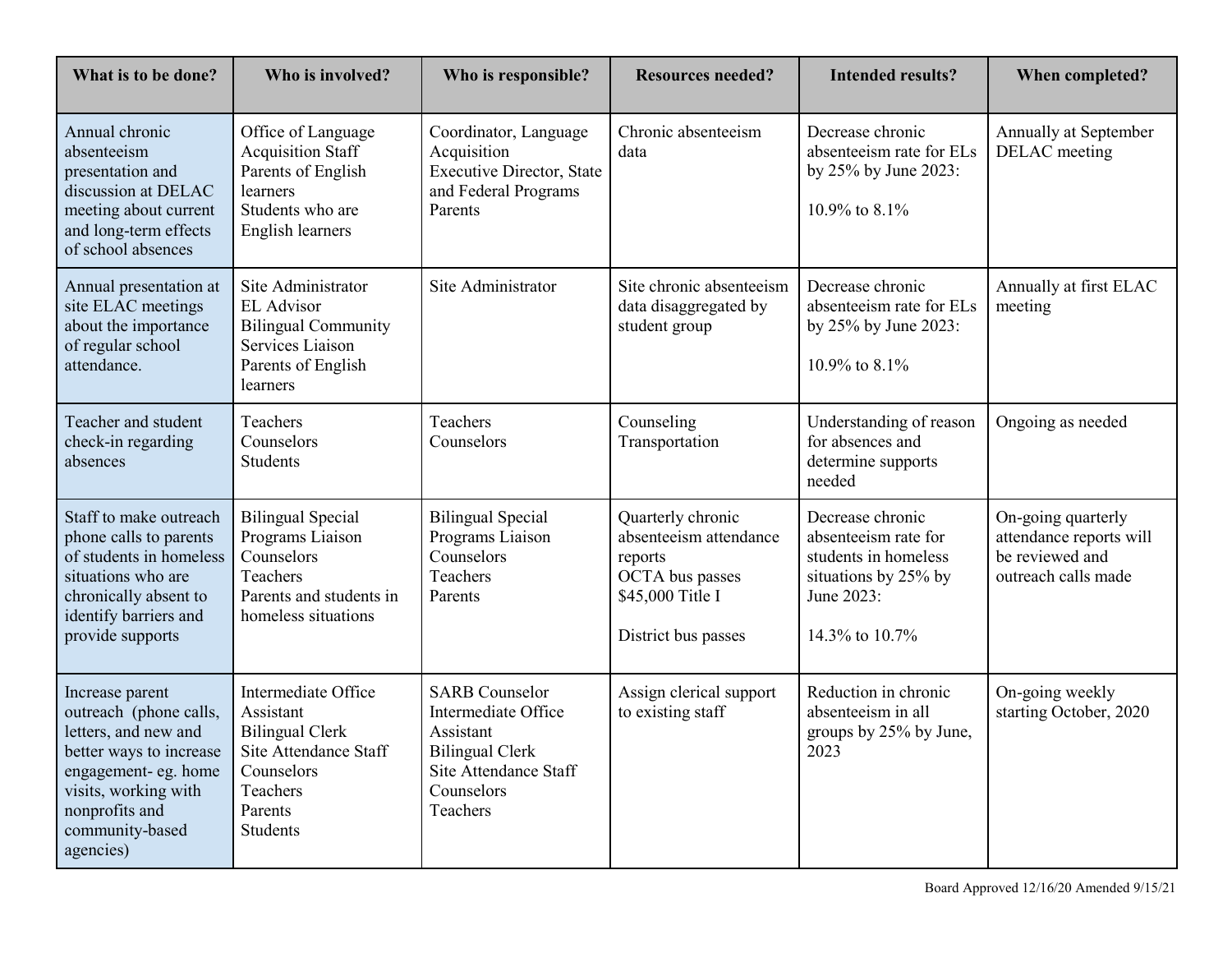| What is to be done? | Who is involved? | Who is responsible? | Resources needed? | Intended results? | When completed? |
|---|---|---|---|---|---|
| Annual chronic absenteeism presentation and discussion at DELAC meeting about current and long-term effects of school absences | Office of Language Acquisition Staff<br>Parents of English learners<br>Students who are English learners | Coordinator, Language Acquisition<br>Executive Director, State and Federal Programs<br>Parents | Chronic absenteeism data | Decrease chronic absenteeism rate for ELs by 25% by June 2023:<br><br>10.9% to 8.1% | Annually at September DELAC meeting |
| Annual presentation at site ELAC meetings about the importance of regular school attendance. | Site Administrator<br>EL Advisor<br>Bilingual Community Services Liaison<br>Parents of English learners | Site Administrator | Site chronic absenteeism data disaggregated by student group | Decrease chronic absenteeism rate for ELs by 25% by June 2023:<br><br>10.9% to 8.1% | Annually at first ELAC meeting |
| Teacher and student check-in regarding absences | Teachers<br>Counselors<br>Students | Teachers<br>Counselors | Counseling<br>Transportation | Understanding of reason for absences and determine supports needed | Ongoing as needed |
| Staff to make outreach phone calls to parents of students in homeless situations who are chronically absent to identify barriers and provide supports | Bilingual Special Programs Liaison<br>Counselors<br>Teachers<br>Parents and students in homeless situations | Bilingual Special Programs Liaison<br>Counselors<br>Teachers<br>Parents | Quarterly chronic absenteeism attendance reports<br>OCTA bus passes<br>$45,000 Title I<br><br>District bus passes | Decrease chronic absenteeism rate for students in homeless situations by 25% by June 2023:<br><br>14.3% to 10.7% | On-going quarterly attendance reports will be reviewed and outreach calls made |
| Increase parent outreach (phone calls, letters, and new and better ways to increase engagement- eg. home visits, working with nonprofits and community-based agencies) | Intermediate Office Assistant<br>Bilingual Clerk<br>Site Attendance Staff<br>Counselors<br>Teachers<br>Parents<br>Students | SARB Counselor<br>Intermediate Office Assistant<br>Bilingual Clerk<br>Site Attendance Staff<br>Counselors<br>Teachers | Assign clerical support to existing staff | Reduction in chronic absenteeism in all groups by 25% by June, 2023 | On-going weekly starting October, 2020 |

Board Approved 12/16/20 Amended 9/15/21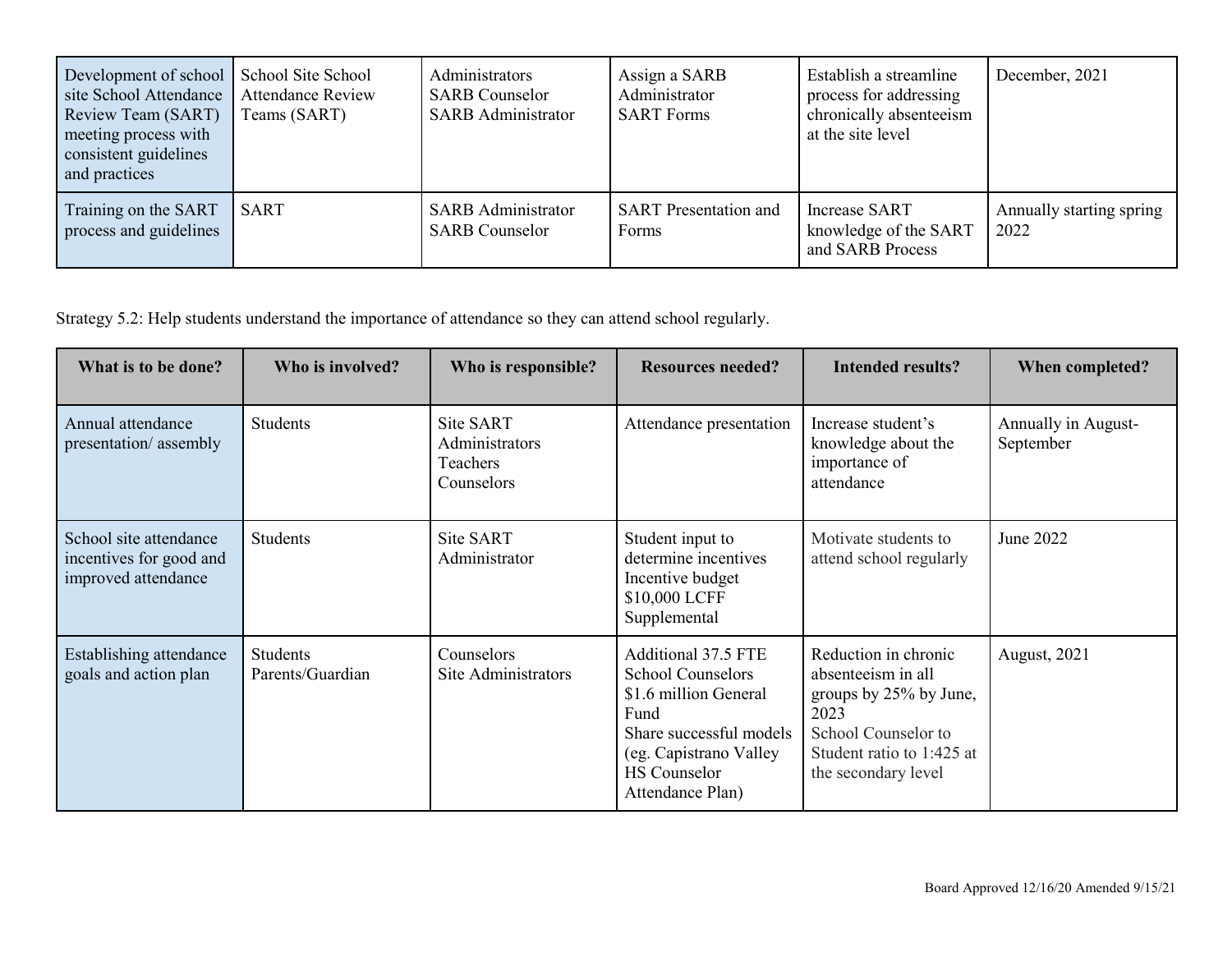| | | | | | |
|---|---|---|---|---|---|
| Development of school site School Attendance Review Team (SART) meeting process with consistent guidelines and practices | School Site School Attendance Review Teams (SART) | Administrators<br>SARB Counselor<br>SARB Administrator | Assign a SARB Administrator<br>SART Forms | Establish a streamline process for addressing chronically absenteeism at the site level | December, 2021 |
| Training on the SART process and guidelines | SART | SARB Administrator<br>SARB Counselor | SART Presentation and Forms | Increase SART knowledge of the SART and SARB Process | Annually starting spring 2022 |

Strategy 5.2: Help students understand the importance of attendance so they can attend school regularly.

| What is to be done? | Who is involved? | Who is responsible? | Resources needed? | Intended results? | When completed? |
|---|---|---|---|---|---|
| Annual attendance presentation/ assembly | Students | Site SART<br>Administrators<br>Teachers<br>Counselors | Attendance presentation | Increase student's knowledge about the importance of attendance | Annually in August-September |
| School site attendance incentives for good and improved attendance | Students | Site SART Administrator | Student input to determine incentives<br>Incentive budget $10,000 LCFF Supplemental | Motivate students to attend school regularly | June 2022 |
| Establishing attendance goals and action plan | Students<br>Parents/Guardian | Counselors<br>Site Administrators | Additional 37.5 FTE School Counselors<br>$1.6 million General Fund<br>Share successful models (eg. Capistrano Valley HS Counselor Attendance Plan) | Reduction in chronic absenteeism in all groups by 25% by June, 2023<br>School Counselor to Student ratio to 1:425 at the secondary level | August, 2021 |

Board Approved 12/16/20 Amended 9/15/21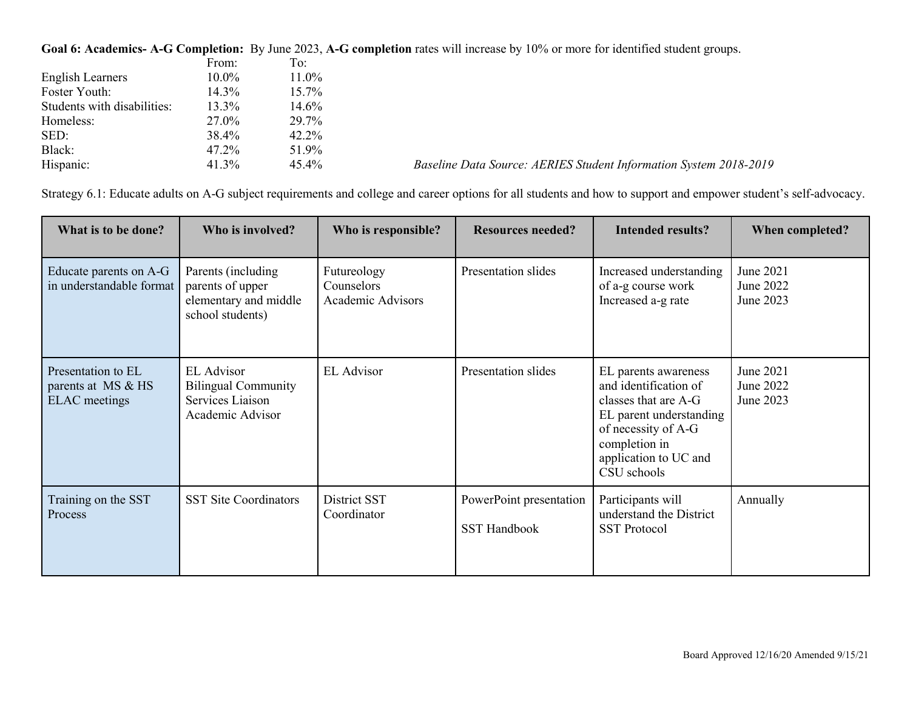**Goal 6: Academics- A-G Completion:** By June 2023, **A-G completion** rates will increase by 10% or more for identified student groups.

| | From: | To: |
|---|---|---|
| English Learners | 10.0% | 11.0% |
| Foster Youth: | 14.3% | 15.7% |
| Students with disabilities: | 13.3% | 14.6% |
| Homeless: | 27.0% | 29.7% |
| SED: | 38.4% | 42.2% |
| Black: | 47.2% | 51.9% |
| Hispanic: | 41.3% | 45.4% |

*Baseline Data Source: AERIES Student Information System 2018-2019*

Strategy 6.1: Educate adults on A-G subject requirements and college and career options for all students and how to support and empower student's self-advocacy.

| What is to be done? | Who is involved? | Who is responsible? | Resources needed? | Intended results? | When completed? |
|---|---|---|---|---|---|
| Educate parents on A-G in understandable format | Parents (including parents of upper elementary and middle school students) | Futureology<br>Counselors<br>Academic Advisors | Presentation slides | Increased understanding of a-g course work<br>Increased a-g rate | June 2021<br>June 2022<br>June 2023 |
| Presentation to EL parents at MS & HS ELAC meetings | EL Advisor<br>Bilingual Community Services Liaison<br>Academic Advisor | EL Advisor | Presentation slides | EL parents awareness and identification of classes that are A-G<br>EL parent understanding of necessity of A-G completion in application to UC and CSU schools | June 2021<br>June 2022<br>June 2023 |
| Training on the SST Process | SST Site Coordinators | District SST Coordinator | PowerPoint presentation<br><br>SST Handbook | Participants will understand the District SST Protocol | Annually |

Board Approved 12/16/20 Amended 9/15/21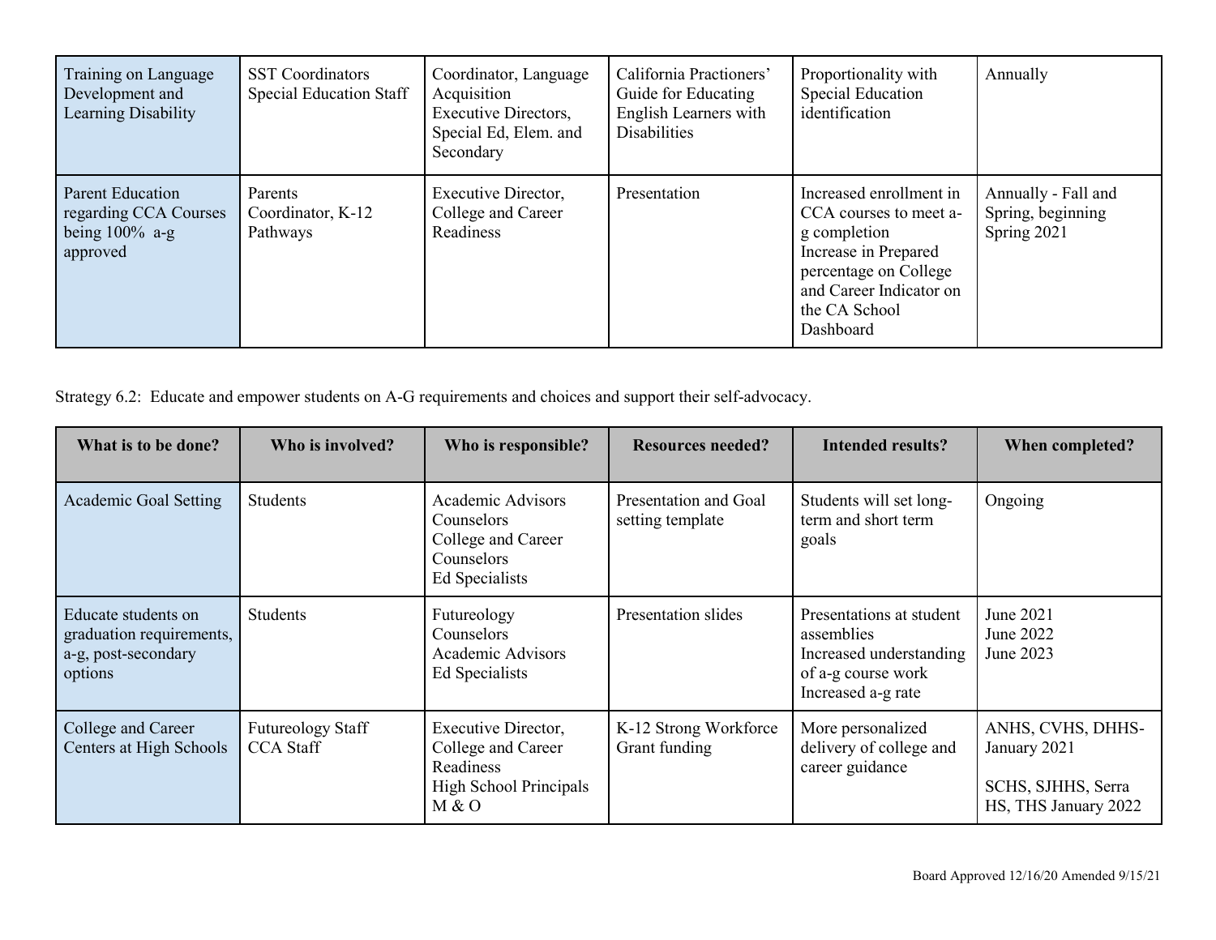| | | | | | |
|---|---|---|---|---|---|
| Training on Language Development and Learning Disability | SST Coordinators<br>Special Education Staff | Coordinator, Language Acquisition<br>Executive Directors, Special Ed, Elem. and Secondary | California Practioners' Guide for Educating English Learners with Disabilities | Proportionality with Special Education identification | Annually |
| Parent Education regarding CCA Courses being 100% a-g approved | Parents<br>Coordinator, K-12 Pathways | Executive Director, College and Career Readiness | Presentation | Increased enrollment in CCA courses to meet a-g completion<br>Increase in Prepared percentage on College and Career Indicator on the CA School Dashboard | Annually - Fall and Spring, beginning Spring 2021 |

Strategy 6.2: Educate and empower students on A-G requirements and choices and support their self-advocacy.

| What is to be done? | Who is involved? | Who is responsible? | Resources needed? | Intended results? | When completed? |
|---|---|---|---|---|---|
| Academic Goal Setting | Students | Academic Advisors<br>Counselors<br>College and Career Counselors<br>Ed Specialists | Presentation and Goal setting template | Students will set long-term and short term goals | Ongoing |
| Educate students on graduation requirements, a-g, post-secondary options | Students | Futureology<br>Counselors<br>Academic Advisors<br>Ed Specialists | Presentation slides | Presentations at student assemblies<br>Increased understanding of a-g course work<br>Increased a-g rate | June 2021<br>June 2022<br>June 2023 |
| College and Career Centers at High Schools | Futureology Staff<br>CCA Staff | Executive Director, College and Career Readiness<br>High School Principals<br>M & O | K-12 Strong Workforce Grant funding | More personalized delivery of college and career guidance | ANHS, CVHS, DHHS- January 2021<br><br>SCHS, SJHHS, Serra HS, THS January 2022 |

Board Approved 12/16/20 Amended 9/15/21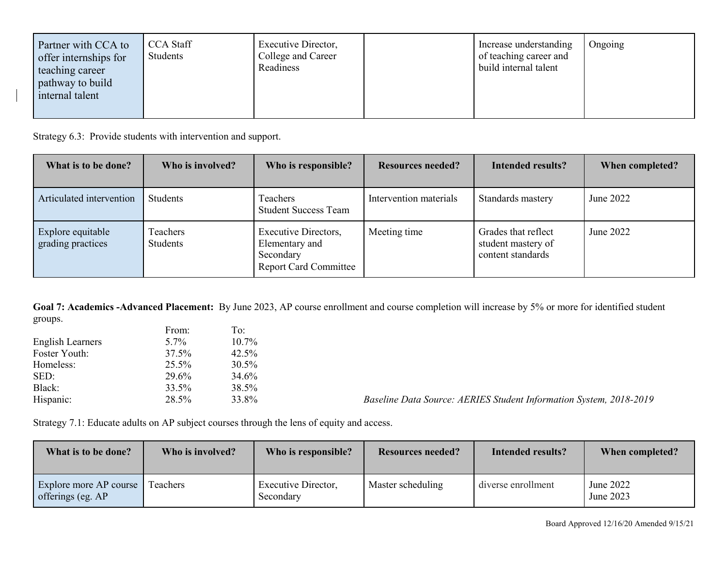| Partner with CCA to offer internships for teaching career pathway to build internal talent | CCA Staff<br>Students | Executive Director, College and Career Readiness | | Increase understanding of teaching career and build internal talent | Ongoing |
|---|---|---|---|---|---|

Strategy 6.3: Provide students with intervention and support.

| What is to be done? | Who is involved? | Who is responsible? | Resources needed? | Intended results? | When completed? |
|---|---|---|---|---|---|
| Articulated intervention | Students | Teachers<br>Student Success Team | Intervention materials | Standards mastery | June 2022 |
| Explore equitable grading practices | Teachers<br>Students | Executive Directors, Elementary and Secondary<br>Report Card Committee | Meeting time | Grades that reflect student mastery of content standards | June 2022 |

**Goal 7: Academics -Advanced Placement:** By June 2023, AP course enrollment and course completion will increase by 5% or more for identified student groups.

| | From: | To: |
|---|---|---|
| English Learners | 5.7% | 10.7% |
| Foster Youth: | 37.5% | 42.5% |
| Homeless: | 25.5% | 30.5% |
| SED: | 29.6% | 34.6% |
| Black: | 33.5% | 38.5% |
| Hispanic: | 28.5% | 33.8% |

*Baseline Data Source: AERIES Student Information System, 2018-2019*

Strategy 7.1: Educate adults on AP subject courses through the lens of equity and access.

| What is to be done? | Who is involved? | Who is responsible? | Resources needed? | Intended results? | When completed? |
|---|---|---|---|---|---|
| Explore more AP course offerings (eg. AP | Teachers | Executive Director, Secondary | Master scheduling | diverse enrollment | June 2022<br>June 2023 |

Board Approved 12/16/20 Amended 9/15/21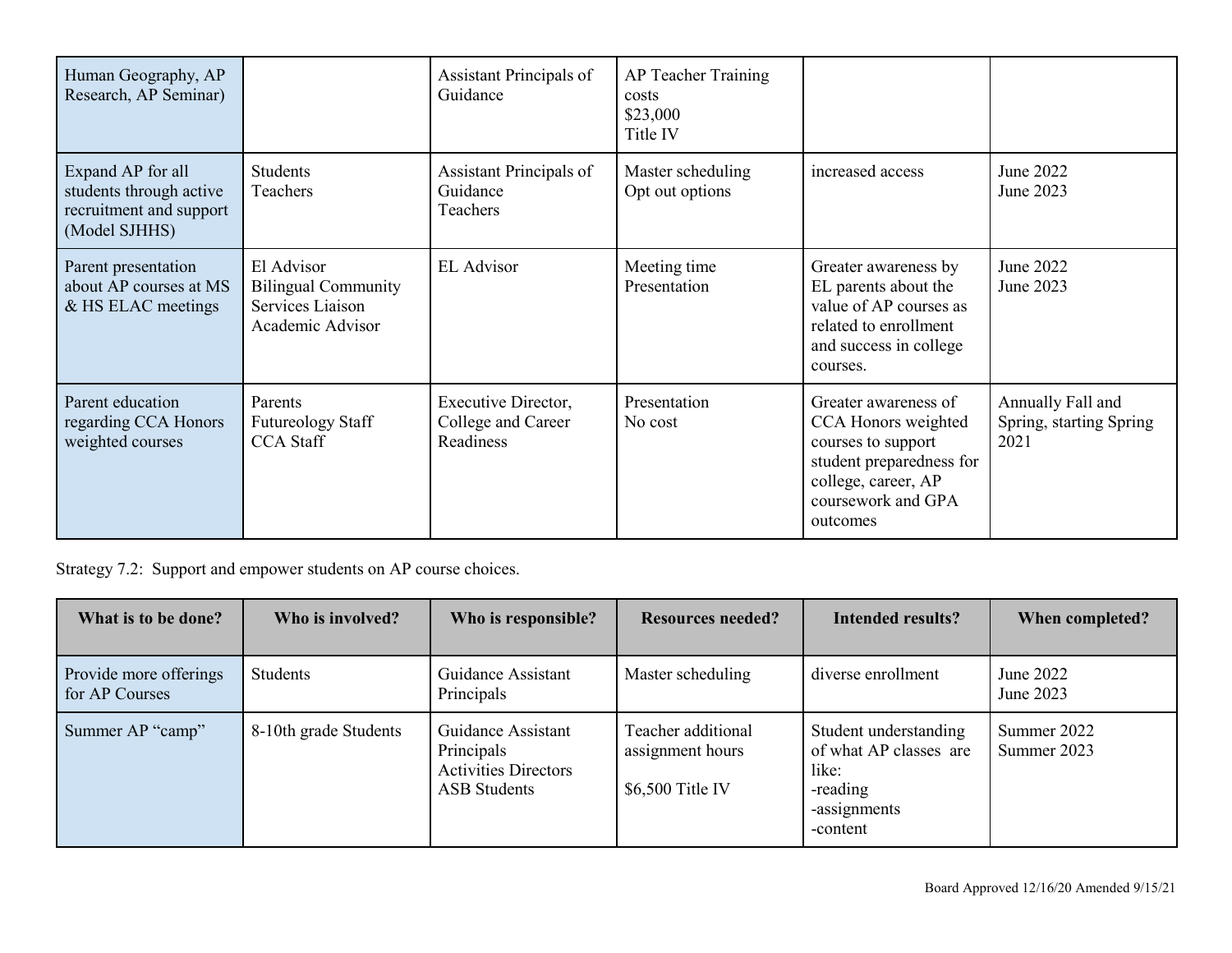| | | | | | |
|---|---|---|---|---|---|
| Human Geography, AP Research, AP Seminar) | | Assistant Principals of Guidance | AP Teacher Training costs<br>$23,000<br>Title IV | | |
| Expand AP for all students through active recruitment and support (Model SJHHS) | Students<br>Teachers | Assistant Principals of Guidance<br>Teachers | Master scheduling<br>Opt out options | increased access | June 2022<br>June 2023 |
| Parent presentation about AP courses at MS & HS ELAC meetings | El Advisor<br>Bilingual Community Services Liaison<br>Academic Advisor | EL Advisor | Meeting time<br>Presentation | Greater awareness by EL parents about the value of AP courses as related to enrollment and success in college courses. | June 2022<br>June 2023 |
| Parent education regarding CCA Honors weighted courses | Parents<br>Futureology Staff<br>CCA Staff | Executive Director, College and Career Readiness | Presentation<br>No cost | Greater awareness of CCA Honors weighted courses to support student preparedness for college, career, AP coursework and GPA outcomes | Annually Fall and Spring, starting Spring 2021 |

Strategy 7.2: Support and empower students on AP course choices.

| What is to be done? | Who is involved? | Who is responsible? | Resources needed? | Intended results? | When completed? |
|---|---|---|---|---|---|
| Provide more offerings for AP Courses | Students | Guidance Assistant Principals | Master scheduling | diverse enrollment | June 2022<br>June 2023 |
| Summer AP "camp" | 8-10th grade Students | Guidance Assistant Principals<br>Activities Directors<br>ASB Students | Teacher additional assignment hours<br><br>$6,500 Title IV | Student understanding of what AP classes are like:<br>-reading<br>-assignments<br>-content | Summer 2022<br>Summer 2023 |

Board Approved 12/16/20 Amended 9/15/21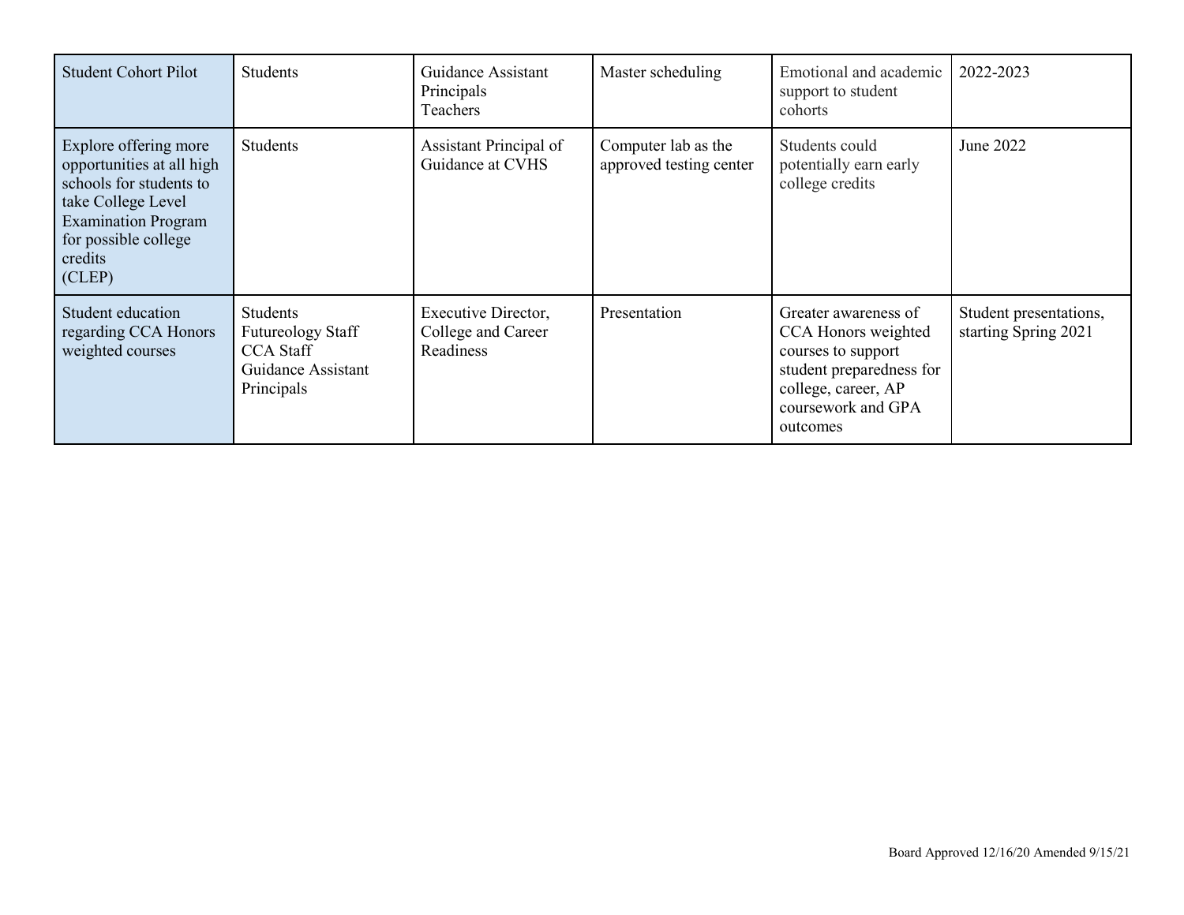| | | | | | |
|---|---|---|---|---|---|
| Student Cohort Pilot | Students | Guidance Assistant Principals<br>Teachers | Master scheduling | Emotional and academic support to student cohorts | 2022-2023 |
| Explore offering more opportunities at all high schools for students to take College Level Examination Program for possible college credits<br>(CLEP) | Students | Assistant Principal of Guidance at CVHS | Computer lab as the approved testing center | Students could potentially earn early college credits | June 2022 |
| Student education regarding CCA Honors weighted courses | Students<br>Futureology Staff<br>CCA Staff<br>Guidance Assistant Principals | Executive Director, College and Career Readiness | Presentation | Greater awareness of CCA Honors weighted courses to support student preparedness for college, career, AP coursework and GPA outcomes | Student presentations, starting Spring 2021 |

Board Approved 12/16/20 Amended 9/15/21